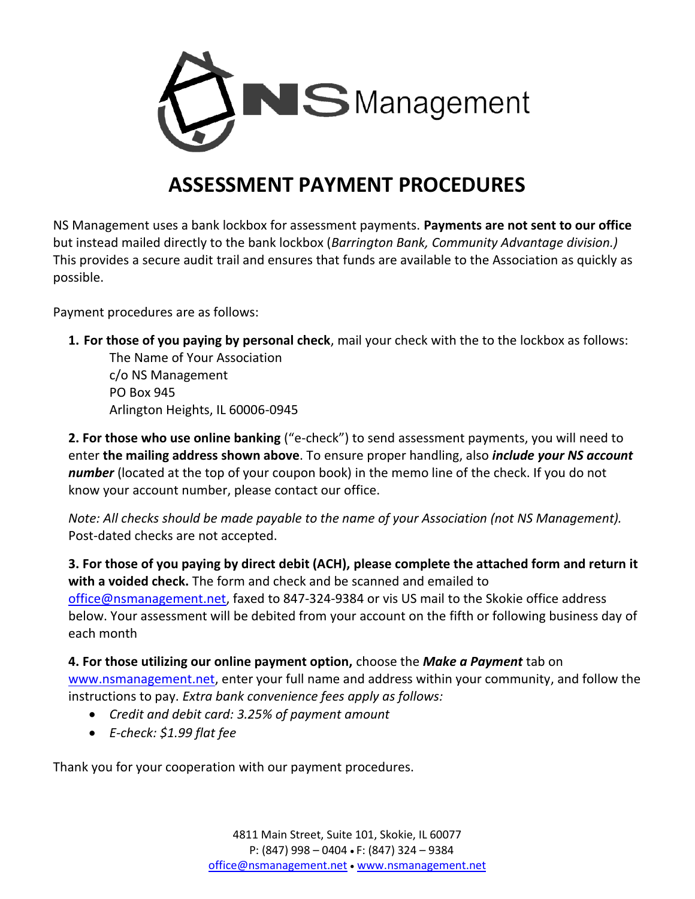NS Management

# ASSESSMENT PAYMENT PROCEDURES

NS Management uses a bank lockbox for assessment payments. **Payments are not sent to our office** but instead mailed directly to the bank lockbox (*Barrington Bank, Community Advantage division.)* This provides a secure audit trail and ensures that funds are available to the Association as quickly as possible.

Payment procedures are as follows:

**1. For those of you paying by personal check**, mail your check with the to the lockbox as follows:

The Name of Your Association
c/o NS Management
PO Box 945
Arlington Heights, IL 60006-0945

**2. For those who use online banking** ("e-check") to send assessment payments, you will need to enter **the mailing address shown above**. To ensure proper handling, also ***include your NS account number*** (located at the top of your coupon book) in the memo line of the check. If you do not know your account number, please contact our office.

*Note: All checks should be made payable to the name of your Association (not NS Management).* Post-dated checks are not accepted.

**3. For those of you paying by direct debit (ACH), please complete the attached form and return it with a voided check.** The form and check and be scanned and emailed to office@nsmanagement.net, faxed to 847-324-9384 or vis US mail to the Skokie office address below. Your assessment will be debited from your account on the fifth or following business day of each month

**4. For those utilizing our online payment option,** choose the ***Make a Payment*** tab on www.nsmanagement.net, enter your full name and address within your community, and follow the instructions to pay. *Extra bank convenience fees apply as follows:*

- *Credit and debit card: 3.25% of payment amount*
- *E-check: $1.99 flat fee*

Thank you for your cooperation with our payment procedures.

4811 Main Street, Suite 101, Skokie, IL 60077
P: (847) 998 – 0404 • F: (847) 324 – 9384
office@nsmanagement.net • www.nsmanagement.net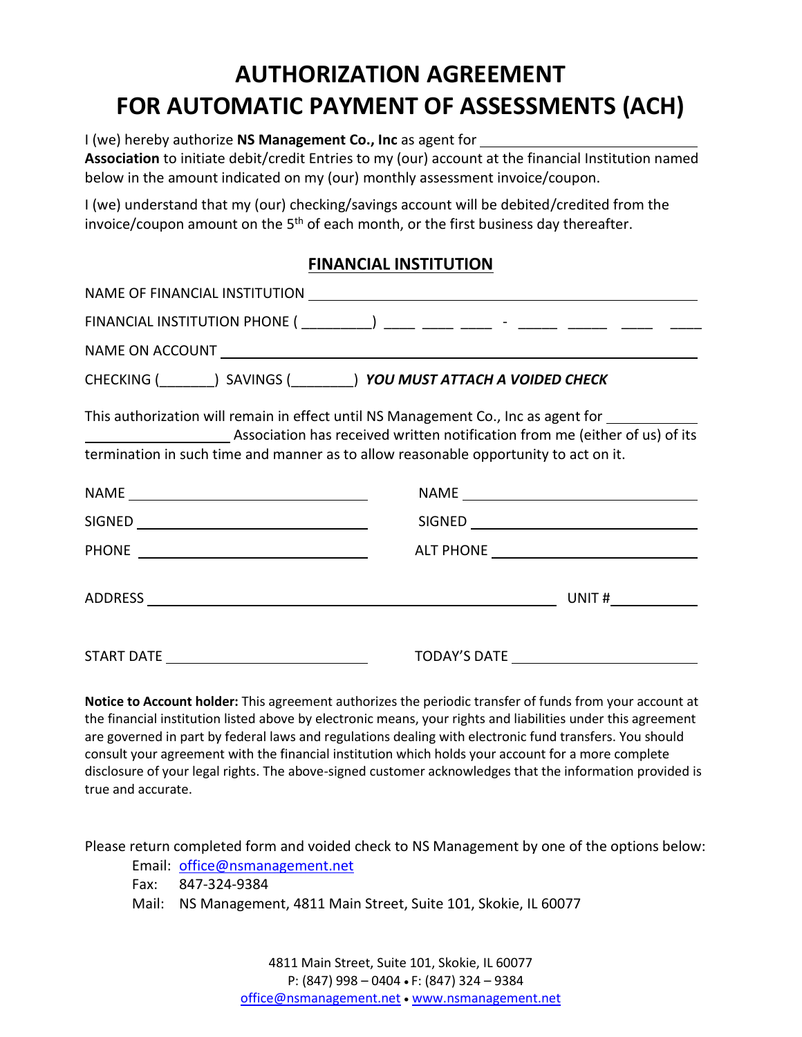# AUTHORIZATION AGREEMENT FOR AUTOMATIC PAYMENT OF ASSESSMENTS (ACH)

I (we) hereby authorize **NS Management Co., Inc** as agent for ____________________________ **Association** to initiate debit/credit Entries to my (our) account at the financial Institution named below in the amount indicated on my (our) monthly assessment invoice/coupon.

I (we) understand that my (our) checking/savings account will be debited/credited from the invoice/coupon amount on the 5th of each month, or the first business day thereafter.

## FINANCIAL INSTITUTION

NAME OF FINANCIAL INSTITUTION ____________________________________________

FINANCIAL INSTITUTION PHONE ( _________) ____ ____ ____ - _____ _____ ____ ____

NAME ON ACCOUNT ____________________________________________

CHECKING (_______) SAVINGS (________) ***YOU MUST ATTACH A VOIDED CHECK***

This authorization will remain in effect until NS Management Co., Inc as agent for ____________ __________________ Association has received written notification from me (either of us) of its termination in such time and manner as to allow reasonable opportunity to act on it.

NAME ______________________________ NAME ______________________________

SIGNED ______________________________ SIGNED ______________________________

PHONE ______________________________ ALT PHONE ______________________________

ADDRESS ____________________________________________ UNIT # ___________

START DATE ________________________ TODAY'S DATE ________________________

**Notice to Account holder:** This agreement authorizes the periodic transfer of funds from your account at the financial institution listed above by electronic means, your rights and liabilities under this agreement are governed in part by federal laws and regulations dealing with electronic fund transfers. You should consult your agreement with the financial institution which holds your account for a more complete disclosure of your legal rights. The above-signed customer acknowledges that the information provided is true and accurate.

Please return completed form and voided check to NS Management by one of the options below:

- Email: office@nsmanagement.net
- Fax: 847-324-9384
- Mail: NS Management, 4811 Main Street, Suite 101, Skokie, IL 60077

4811 Main Street, Suite 101, Skokie, IL 60077
P: (847) 998 – 0404 • F: (847) 324 – 9384
office@nsmanagement.net • www.nsmanagement.net